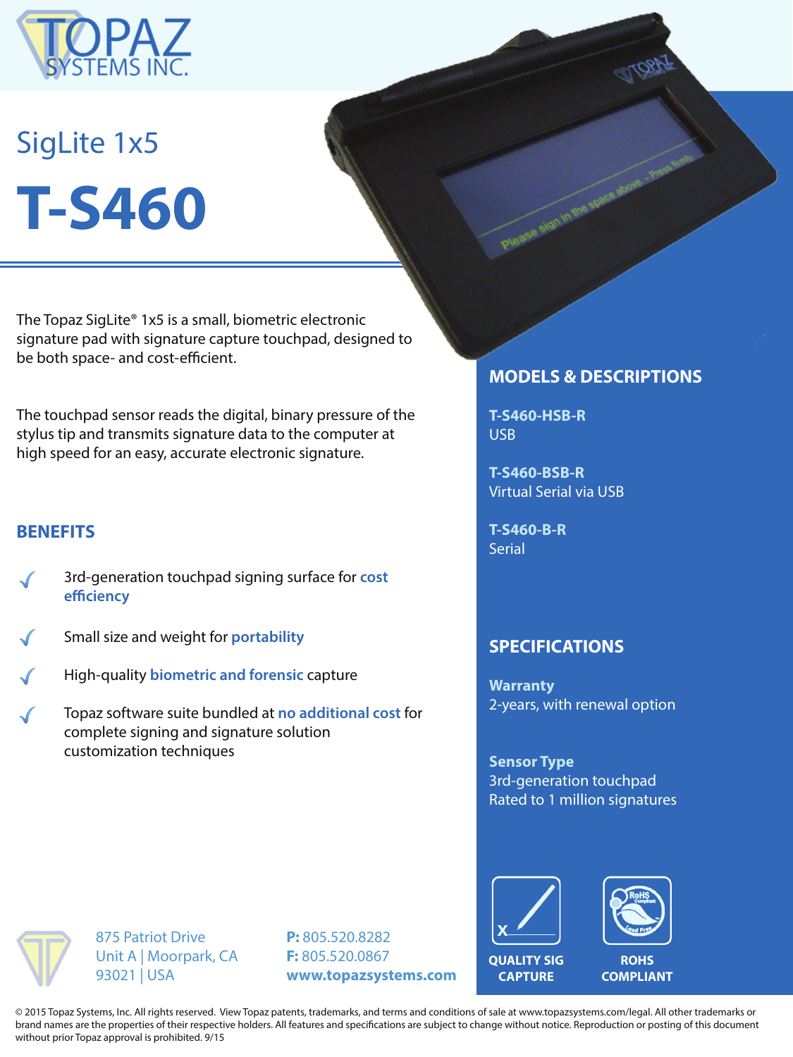# SigLite 1x5

# T-S460

The Topaz SigLite® 1x5 is a small, biometric electronic signature pad with signature capture touchpad, designed to be both space- and cost-efficient.

The touchpad sensor reads the digital, binary pressure of the stylus tip and transmits signature data to the computer at high speed for an easy, accurate electronic signature.

## BENEFITS

- 3rd-generation touchpad signing surface for **cost efficiency**
- Small size and weight for **portability**
- High-quality **biometric and forensic** capture
- Topaz software suite bundled at **no additional cost** for complete signing and signature solution customization techniques

## MODELS & DESCRIPTIONS

**T-S460-HSB-R**
USB

**T-S460-BSB-R**
Virtual Serial via USB

**T-S460-B-R**
Serial

## SPECIFICATIONS

**Warranty**
2-years, with renewal option

**Sensor Type**
3rd-generation touchpad
Rated to 1 million signatures

QUALITY SIG CAPTURE

ROHS COMPLIANT

875 Patriot Drive
Unit A | Moorpark, CA
93021 | USA

**P:** 805.520.8282
**F:** 805.520.0867
**www.topazsystems.com**

© 2015 Topaz Systems, Inc. All rights reserved. View Topaz patents, trademarks, and terms and conditions of sale at www.topazsystems.com/legal. All other trademarks or brand names are the properties of their respective holders. All features and specifications are subject to change without notice. Reproduction or posting of this document without prior Topaz approval is prohibited. 9/15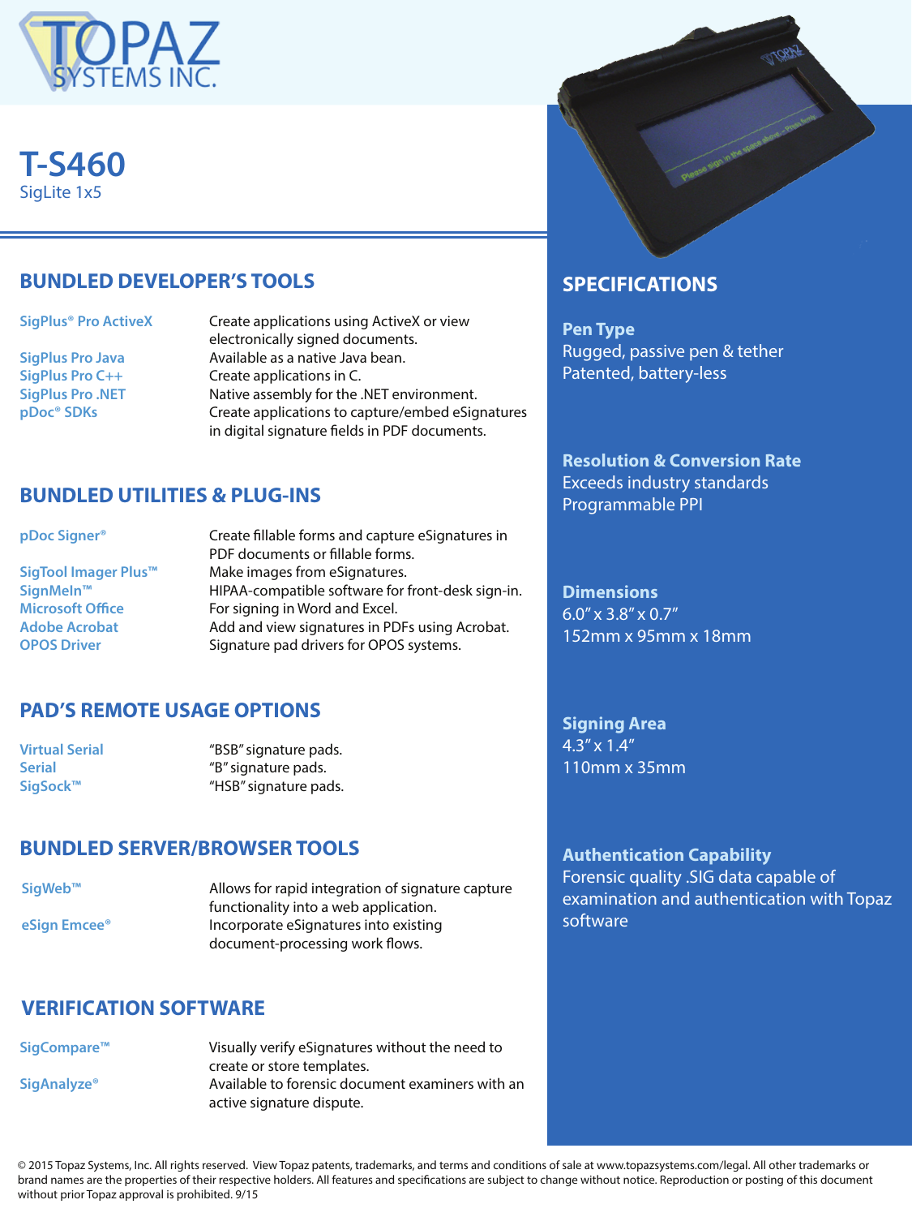# T-S460

SigLite 1x5

## BUNDLED DEVELOPER'S TOOLS

| | |
|---|---|
| SigPlus® Pro ActiveX | Create applications using ActiveX or view electronically signed documents. |
| SigPlus Pro Java | Available as a native Java bean. |
| SigPlus Pro C++ | Create applications in C. |
| SigPlus Pro .NET | Native assembly for the .NET environment. |
| pDoc® SDKs | Create applications to capture/embed eSignatures in digital signature fields in PDF documents. |

## BUNDLED UTILITIES & PLUG-INS

| | |
|---|---|
| pDoc Signer® | Create fillable forms and capture eSignatures in PDF documents or fillable forms. |
| SigTool Imager Plus™ | Make images from eSignatures. |
| SignMeIn™ | HIPAA-compatible software for front-desk sign-in. |
| Microsoft Office | For signing in Word and Excel. |
| Adobe Acrobat | Add and view signatures in PDFs using Acrobat. |
| OPOS Driver | Signature pad drivers for OPOS systems. |

## PAD'S REMOTE USAGE OPTIONS

| | |
|---|---|
| Virtual Serial | "BSB" signature pads. |
| Serial | "B" signature pads. |
| SigSock™ | "HSB" signature pads. |

## BUNDLED SERVER/BROWSER TOOLS

| | |
|---|---|
| SigWeb™ | Allows for rapid integration of signature capture functionality into a web application. |
| eSign Emcee® | Incorporate eSignatures into existing document-processing work flows. |

## VERIFICATION SOFTWARE

| | |
|---|---|
| SigCompare™ | Visually verify eSignatures without the need to create or store templates. |
| SigAnalyze® | Available to forensic document examiners with an active signature dispute. |

## SPECIFICATIONS

**Pen Type**
Rugged, passive pen & tether
Patented, battery-less

**Resolution & Conversion Rate**
Exceeds industry standards
Programmable PPI

**Dimensions**
6.0" x 3.8" x 0.7"
152mm x 95mm x 18mm

**Signing Area**
4.3" x 1.4"
110mm x 35mm

**Authentication Capability**
Forensic quality .SIG data capable of examination and authentication with Topaz software

© 2015 Topaz Systems, Inc. All rights reserved. View Topaz patents, trademarks, and terms and conditions of sale at www.topazsystems.com/legal. All other trademarks or brand names are the properties of their respective holders. All features and specifications are subject to change without notice. Reproduction or posting of this document without prior Topaz approval is prohibited. 9/15